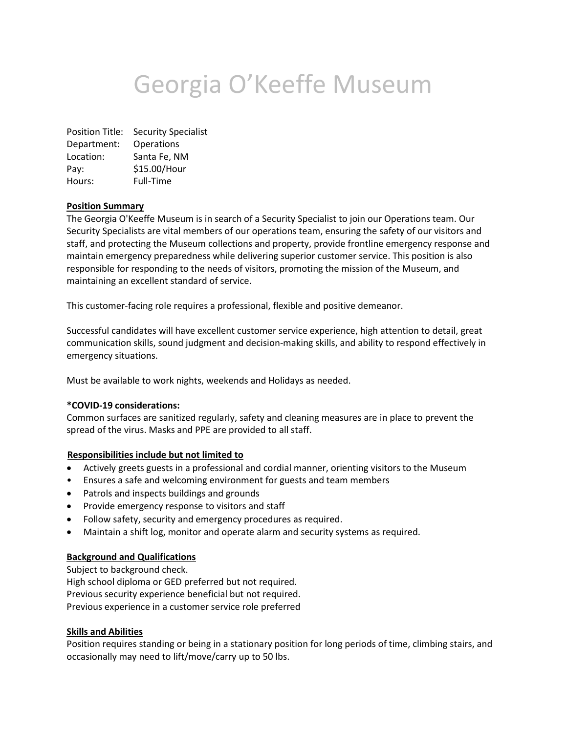# Georgia O'Keeffe Museum

Position Title: Security Specialist
Department: Operations
Location: Santa Fe, NM
Pay: $15.00/Hour
Hours: Full-Time

**Position Summary**

The Georgia O'Keeffe Museum is in search of a Security Specialist to join our Operations team. Our Security Specialists are vital members of our operations team, ensuring the safety of our visitors and staff, and protecting the Museum collections and property, provide frontline emergency response and maintain emergency preparedness while delivering superior customer service. This position is also responsible for responding to the needs of visitors, promoting the mission of the Museum, and maintaining an excellent standard of service.

This customer-facing role requires a professional, flexible and positive demeanor.

Successful candidates will have excellent customer service experience, high attention to detail, great communication skills, sound judgment and decision-making skills, and ability to respond effectively in emergency situations.

Must be available to work nights, weekends and Holidays as needed.

***COVID-19 considerations:**

Common surfaces are sanitized regularly, safety and cleaning measures are in place to prevent the spread of the virus. Masks and PPE are provided to all staff.

**Responsibilities include but not limited to**

- Actively greets guests in a professional and cordial manner, orienting visitors to the Museum
- Ensures a safe and welcoming environment for guests and team members
- Patrols and inspects buildings and grounds
- Provide emergency response to visitors and staff
- Follow safety, security and emergency procedures as required.
- Maintain a shift log, monitor and operate alarm and security systems as required.

**Background and Qualifications**

Subject to background check.
High school diploma or GED preferred but not required.
Previous security experience beneficial but not required.
Previous experience in a customer service role preferred

**Skills and Abilities**

Position requires standing or being in a stationary position for long periods of time, climbing stairs, and occasionally may need to lift/move/carry up to 50 lbs.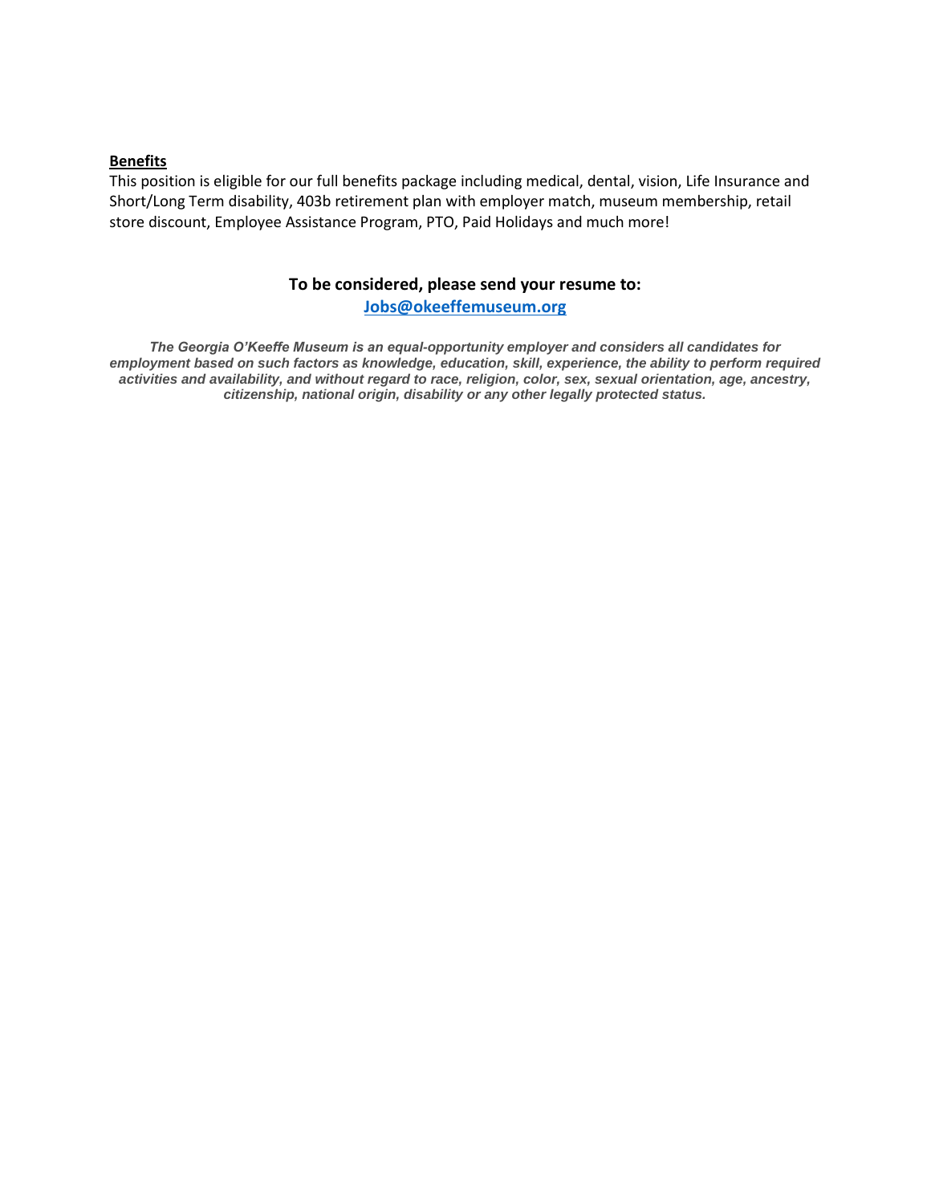**Benefits**

This position is eligible for our full benefits package including medical, dental, vision, Life Insurance and Short/Long Term disability, 403b retirement plan with employer match, museum membership, retail store discount, Employee Assistance Program, PTO, Paid Holidays and much more!

**To be considered, please send your resume to:**

**Jobs@okeeffemuseum.org**

***The Georgia O'Keeffe Museum is an equal-opportunity employer and considers all candidates for employment based on such factors as knowledge, education, skill, experience, the ability to perform required activities and availability, and without regard to race, religion, color, sex, sexual orientation, age, ancestry, citizenship, national origin, disability or any other legally protected status.***